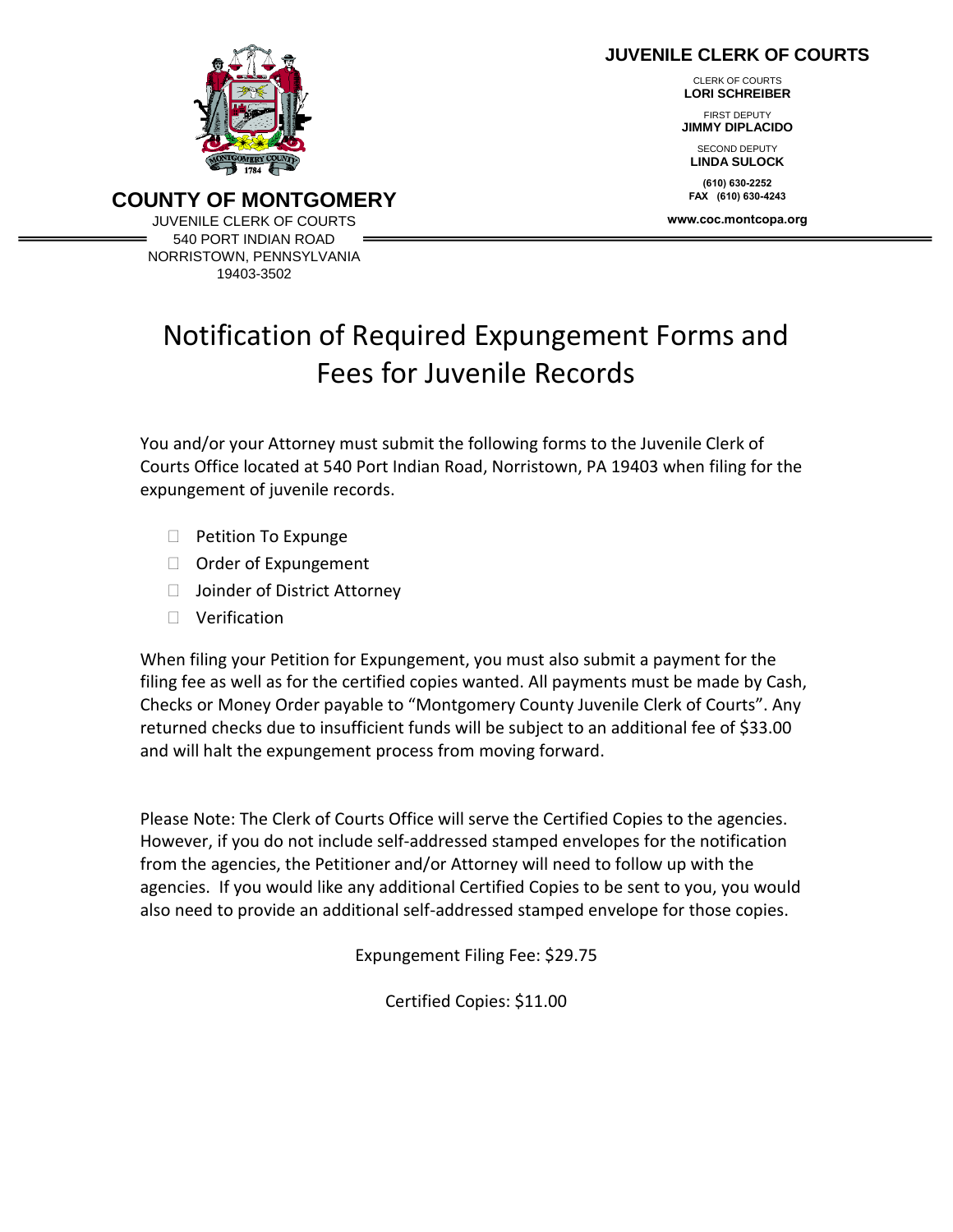**COUNTY OF MONTGOMERY**

JUVENILE CLERK OF COURTS
540 PORT INDIAN ROAD
NORRISTOWN, PENNSYLVANIA
19403-3502

**JUVENILE CLERK OF COURTS**

CLERK OF COURTS
**LORI SCHREIBER**

FIRST DEPUTY
**JIMMY DIPLACIDO**

SECOND DEPUTY
**LINDA SULOCK**

**(610) 630-2252**
**FAX (610) 630-4243**

**www.coc.montcopa.org**

# Notification of Required Expungement Forms and Fees for Juvenile Records

You and/or your Attorney must submit the following forms to the Juvenile Clerk of Courts Office located at 540 Port Indian Road, Norristown, PA 19403 when filing for the expungement of juvenile records.

- ☐ Petition To Expunge
- ☐ Order of Expungement
- ☐ Joinder of District Attorney
- ☐ Verification

When filing your Petition for Expungement, you must also submit a payment for the filing fee as well as for the certified copies wanted. All payments must be made by Cash, Checks or Money Order payable to "Montgomery County Juvenile Clerk of Courts". Any returned checks due to insufficient funds will be subject to an additional fee of $33.00 and will halt the expungement process from moving forward.

Please Note: The Clerk of Courts Office will serve the Certified Copies to the agencies. However, if you do not include self-addressed stamped envelopes for the notification from the agencies, the Petitioner and/or Attorney will need to follow up with the agencies. If you would like any additional Certified Copies to be sent to you, you would also need to provide an additional self-addressed stamped envelope for those copies.

Expungement Filing Fee: $29.75

Certified Copies: $11.00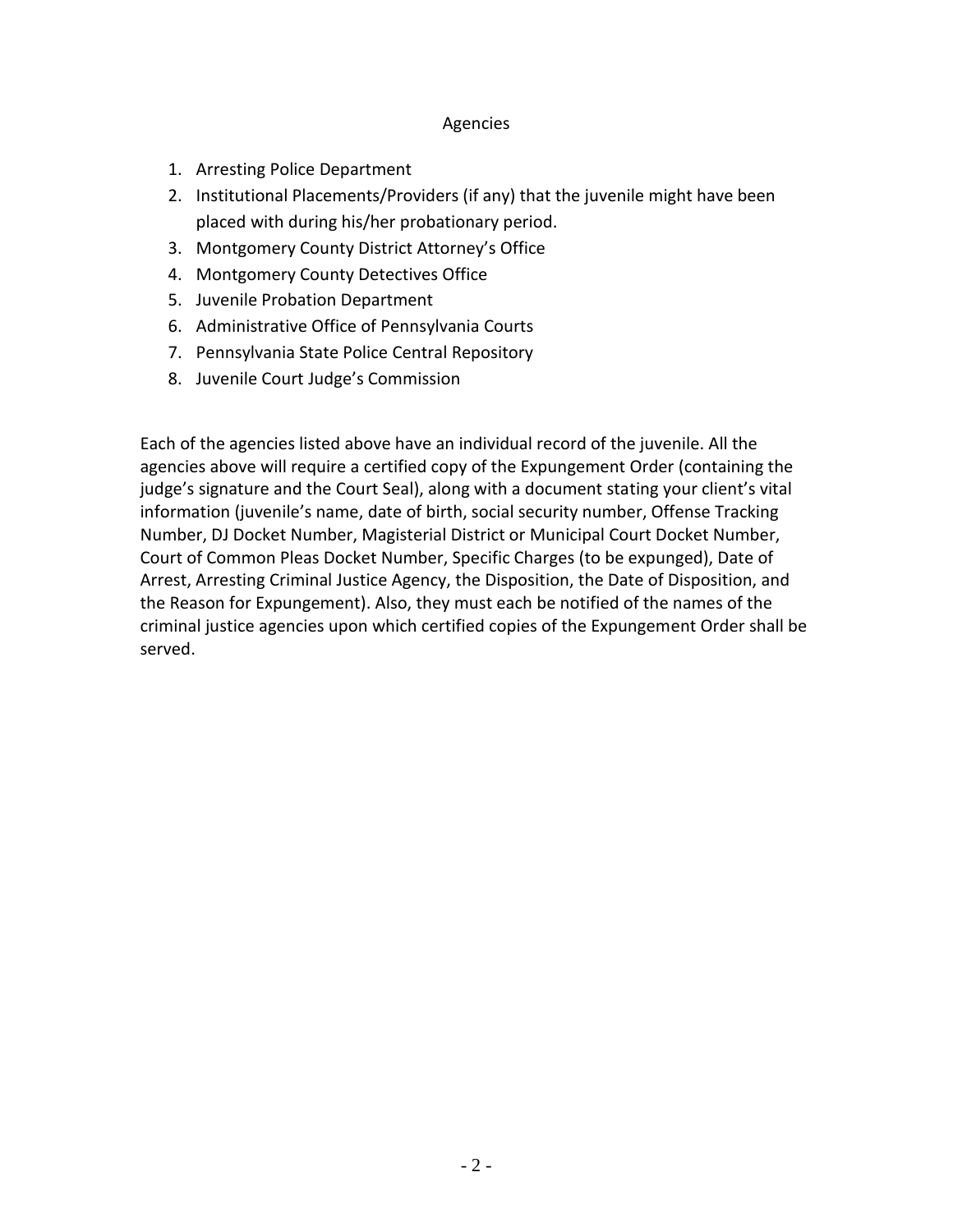## Agencies

1. Arresting Police Department
2. Institutional Placements/Providers (if any) that the juvenile might have been placed with during his/her probationary period.
3. Montgomery County District Attorney's Office
4. Montgomery County Detectives Office
5. Juvenile Probation Department
6. Administrative Office of Pennsylvania Courts
7. Pennsylvania State Police Central Repository
8. Juvenile Court Judge's Commission

Each of the agencies listed above have an individual record of the juvenile. All the agencies above will require a certified copy of the Expungement Order (containing the judge's signature and the Court Seal), along with a document stating your client's vital information (juvenile's name, date of birth, social security number, Offense Tracking Number, DJ Docket Number, Magisterial District or Municipal Court Docket Number, Court of Common Pleas Docket Number, Specific Charges (to be expunged), Date of Arrest, Arresting Criminal Justice Agency, the Disposition, the Date of Disposition, and the Reason for Expungement). Also, they must each be notified of the names of the criminal justice agencies upon which certified copies of the Expungement Order shall be served.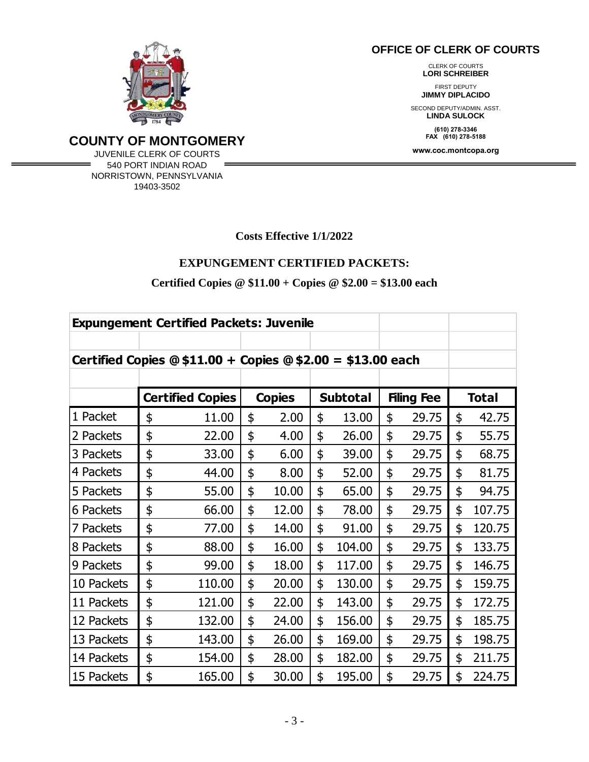**COUNTY OF MONTGOMERY**
JUVENILE CLERK OF COURTS
540 PORT INDIAN ROAD
NORRISTOWN, PENNSYLVANIA
19403-3502

**OFFICE OF CLERK OF COURTS**

CLERK OF COURTS
**LORI SCHREIBER**

FIRST DEPUTY
**JIMMY DIPLACIDO**

SECOND DEPUTY/ADMIN. ASST.
**LINDA SULOCK**

**(610) 278-3346**
**FAX (610) 278-5188**

**www.coc.montcopa.org**

**Costs Effective 1/1/2022**

## EXPUNGEMENT CERTIFIED PACKETS:

**Certified Copies @ $11.00 + Copies @ $2.00 = $13.00 each**

**Expungement Certified Packets: Juvenile**

**Certified Copies @ $11.00 + Copies @ $2.00 = $13.00 each**

| | Certified Copies | Copies | Subtotal | Filing Fee | Total |
|---|---|---|---|---|---|
| 1 Packet | $ 11.00 | $ 2.00 | $ 13.00 | $ 29.75 | $ 42.75 |
| 2 Packets | $ 22.00 | $ 4.00 | $ 26.00 | $ 29.75 | $ 55.75 |
| 3 Packets | $ 33.00 | $ 6.00 | $ 39.00 | $ 29.75 | $ 68.75 |
| 4 Packets | $ 44.00 | $ 8.00 | $ 52.00 | $ 29.75 | $ 81.75 |
| 5 Packets | $ 55.00 | $ 10.00 | $ 65.00 | $ 29.75 | $ 94.75 |
| 6 Packets | $ 66.00 | $ 12.00 | $ 78.00 | $ 29.75 | $ 107.75 |
| 7 Packets | $ 77.00 | $ 14.00 | $ 91.00 | $ 29.75 | $ 120.75 |
| 8 Packets | $ 88.00 | $ 16.00 | $ 104.00 | $ 29.75 | $ 133.75 |
| 9 Packets | $ 99.00 | $ 18.00 | $ 117.00 | $ 29.75 | $ 146.75 |
| 10 Packets | $ 110.00 | $ 20.00 | $ 130.00 | $ 29.75 | $ 159.75 |
| 11 Packets | $ 121.00 | $ 22.00 | $ 143.00 | $ 29.75 | $ 172.75 |
| 12 Packets | $ 132.00 | $ 24.00 | $ 156.00 | $ 29.75 | $ 185.75 |
| 13 Packets | $ 143.00 | $ 26.00 | $ 169.00 | $ 29.75 | $ 198.75 |
| 14 Packets | $ 154.00 | $ 28.00 | $ 182.00 | $ 29.75 | $ 211.75 |
| 15 Packets | $ 165.00 | $ 30.00 | $ 195.00 | $ 29.75 | $ 224.75 |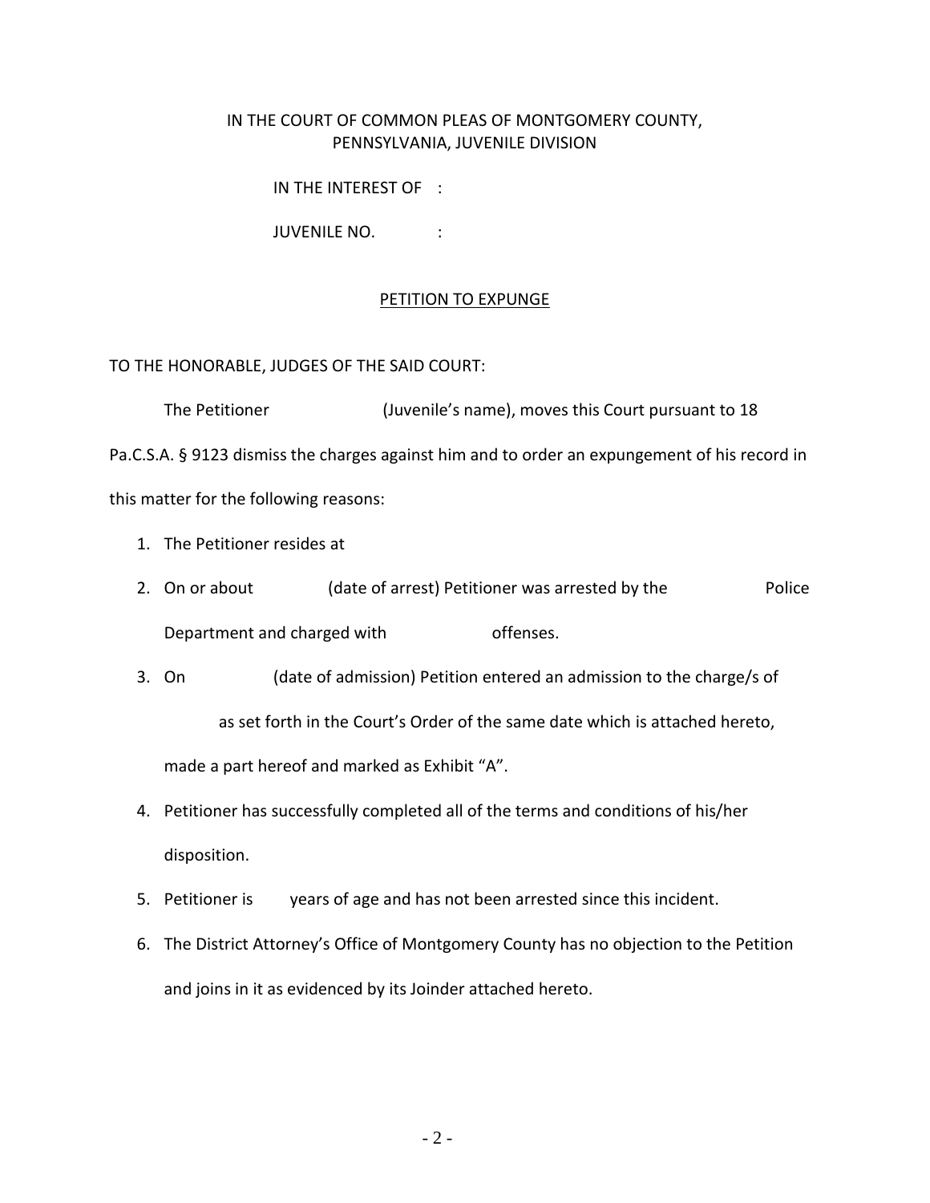IN THE COURT OF COMMON PLEAS OF MONTGOMERY COUNTY, PENNSYLVANIA, JUVENILE DIVISION

IN THE INTEREST OF :

JUVENILE NO. :

PETITION TO EXPUNGE

TO THE HONORABLE, JUDGES OF THE SAID COURT:

The Petitioner (Juvenile's name), moves this Court pursuant to 18 Pa.C.S.A. § 9123 dismiss the charges against him and to order an expungement of his record in this matter for the following reasons:

1. The Petitioner resides at
2. On or about (date of arrest) Petitioner was arrested by the Police Department and charged with offenses.
3. On (date of admission) Petition entered an admission to the charge/s of as set forth in the Court's Order of the same date which is attached hereto, made a part hereof and marked as Exhibit "A".
4. Petitioner has successfully completed all of the terms and conditions of his/her disposition.
5. Petitioner is years of age and has not been arrested since this incident.
6. The District Attorney's Office of Montgomery County has no objection to the Petition and joins in it as evidenced by its Joinder attached hereto.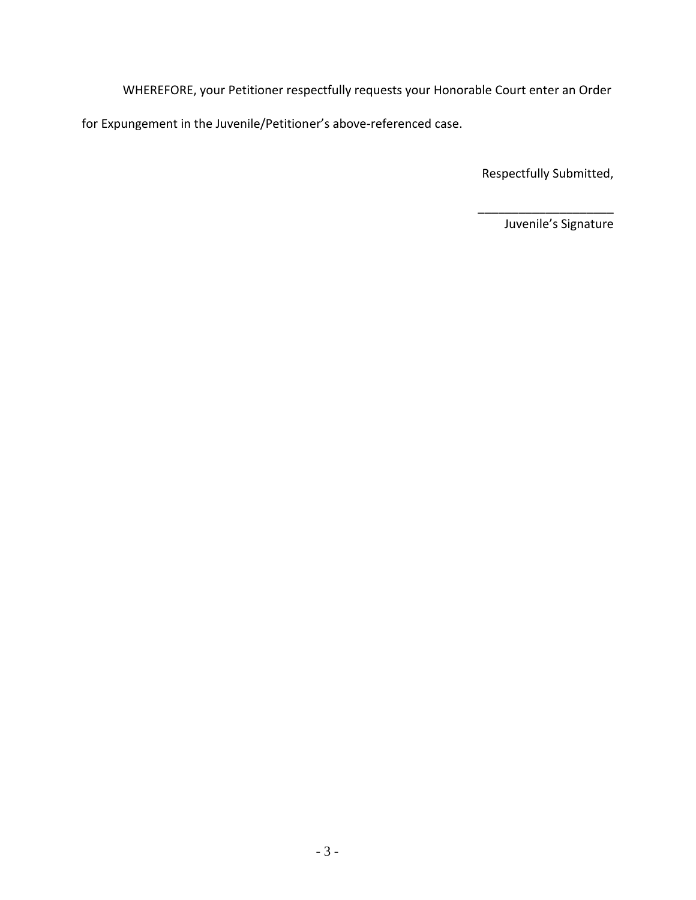WHEREFORE, your Petitioner respectfully requests your Honorable Court enter an Order for Expungement in the Juvenile/Petitioner's above-referenced case.

Respectfully Submitted,

____________________
Juvenile's Signature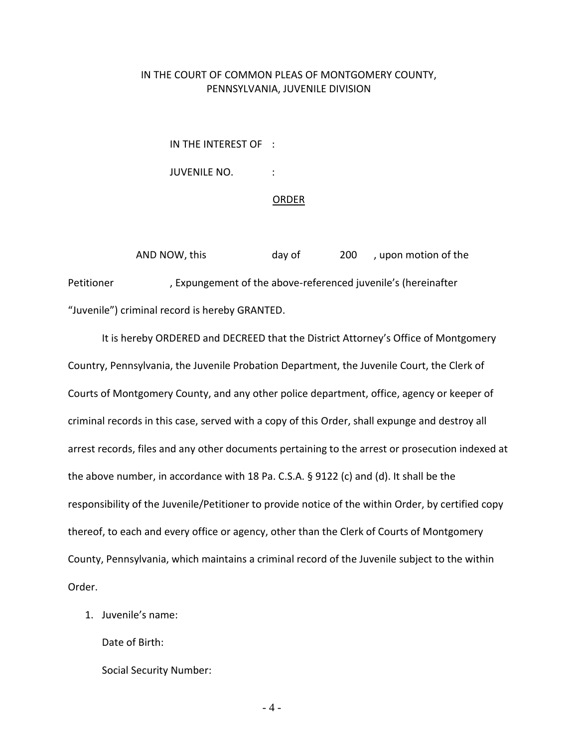IN THE COURT OF COMMON PLEAS OF MONTGOMERY COUNTY, PENNSYLVANIA, JUVENILE DIVISION

IN THE INTEREST OF :

JUVENILE NO. :

ORDER

AND NOW, this day of 200 , upon motion of the Petitioner , Expungement of the above-referenced juvenile's (hereinafter "Juvenile") criminal record is hereby GRANTED.

It is hereby ORDERED and DECREED that the District Attorney's Office of Montgomery Country, Pennsylvania, the Juvenile Probation Department, the Juvenile Court, the Clerk of Courts of Montgomery County, and any other police department, office, agency or keeper of criminal records in this case, served with a copy of this Order, shall expunge and destroy all arrest records, files and any other documents pertaining to the arrest or prosecution indexed at the above number, in accordance with 18 Pa. C.S.A. § 9122 (c) and (d). It shall be the responsibility of the Juvenile/Petitioner to provide notice of the within Order, by certified copy thereof, to each and every office or agency, other than the Clerk of Courts of Montgomery County, Pennsylvania, which maintains a criminal record of the Juvenile subject to the within Order.

1. Juvenile's name:

   Date of Birth:

   Social Security Number: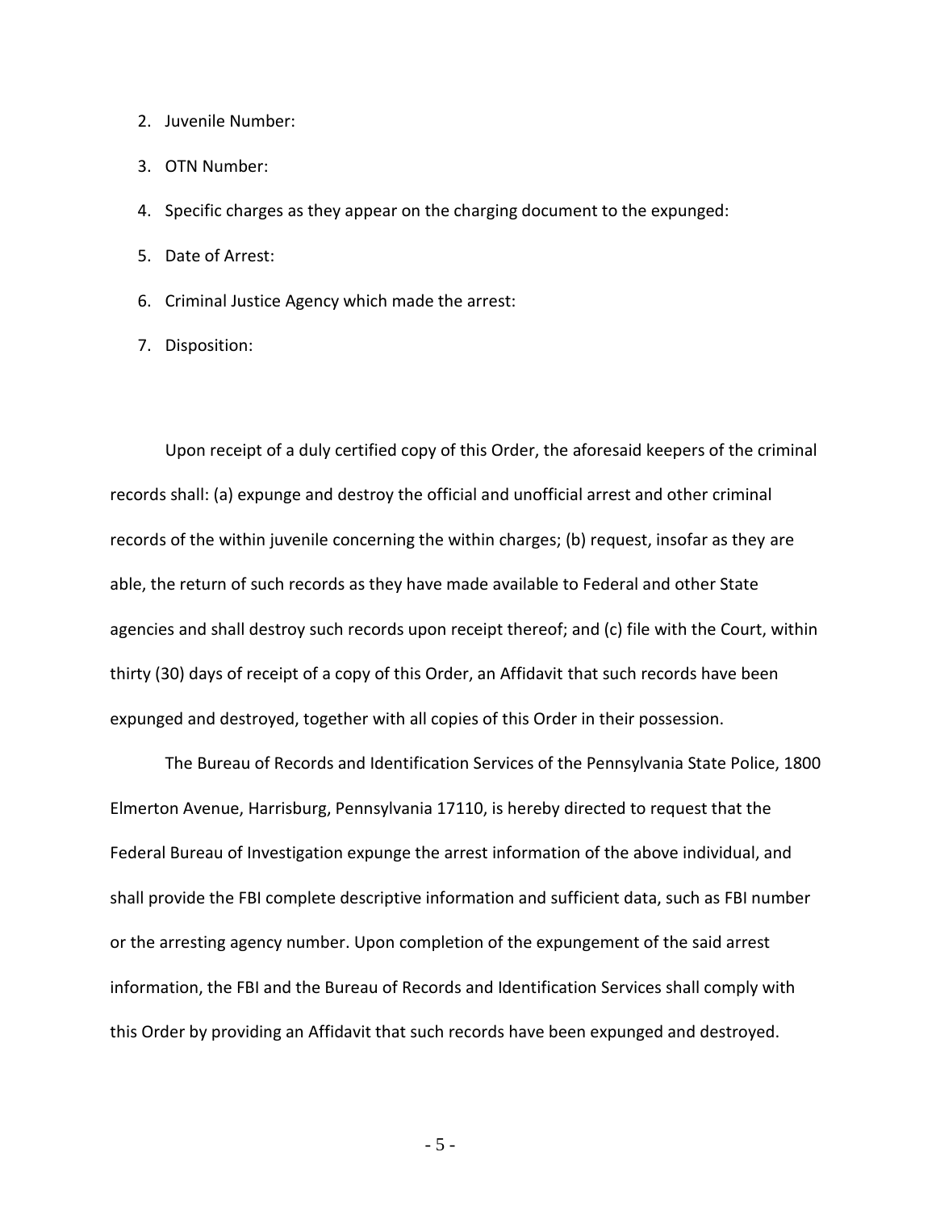2. Juvenile Number:
3. OTN Number:
4. Specific charges as they appear on the charging document to the expunged:
5. Date of Arrest:
6. Criminal Justice Agency which made the arrest:
7. Disposition:

Upon receipt of a duly certified copy of this Order, the aforesaid keepers of the criminal records shall: (a) expunge and destroy the official and unofficial arrest and other criminal records of the within juvenile concerning the within charges; (b) request, insofar as they are able, the return of such records as they have made available to Federal and other State agencies and shall destroy such records upon receipt thereof; and (c) file with the Court, within thirty (30) days of receipt of a copy of this Order, an Affidavit that such records have been expunged and destroyed, together with all copies of this Order in their possession.

The Bureau of Records and Identification Services of the Pennsylvania State Police, 1800 Elmerton Avenue, Harrisburg, Pennsylvania 17110, is hereby directed to request that the Federal Bureau of Investigation expunge the arrest information of the above individual, and shall provide the FBI complete descriptive information and sufficient data, such as FBI number or the arresting agency number. Upon completion of the expungement of the said arrest information, the FBI and the Bureau of Records and Identification Services shall comply with this Order by providing an Affidavit that such records have been expunged and destroyed.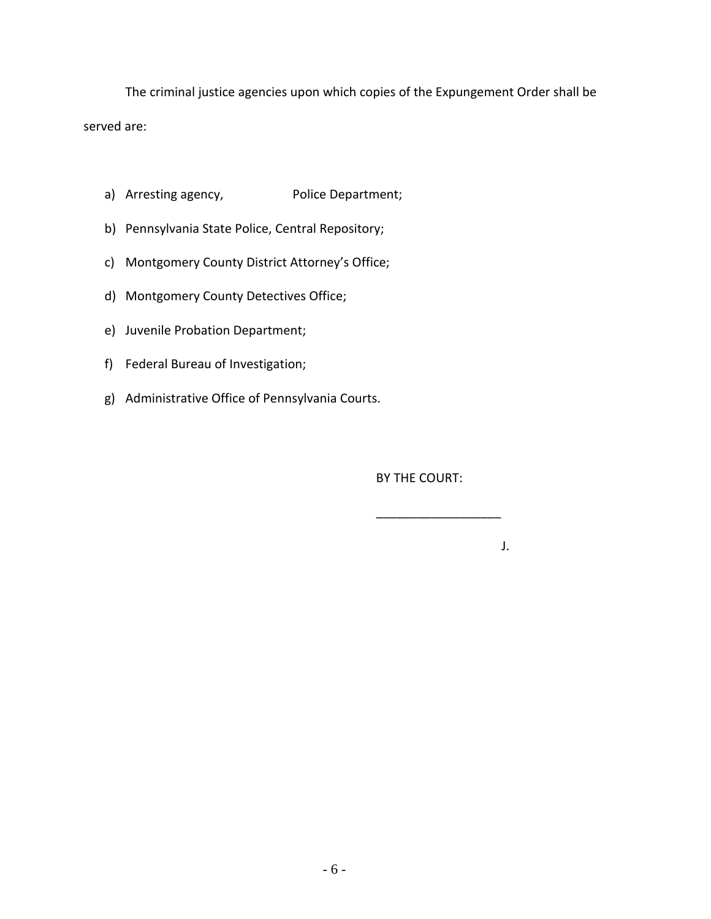The criminal justice agencies upon which copies of the Expungement Order shall be served are:

a) Arresting agency, Police Department;

b) Pennsylvania State Police, Central Repository;

c) Montgomery County District Attorney's Office;

d) Montgomery County Detectives Office;

e) Juvenile Probation Department;

f) Federal Bureau of Investigation;

g) Administrative Office of Pennsylvania Courts.

BY THE COURT:

\_\_\_\_\_\_\_\_\_\_\_\_\_\_\_\_\_\_

J.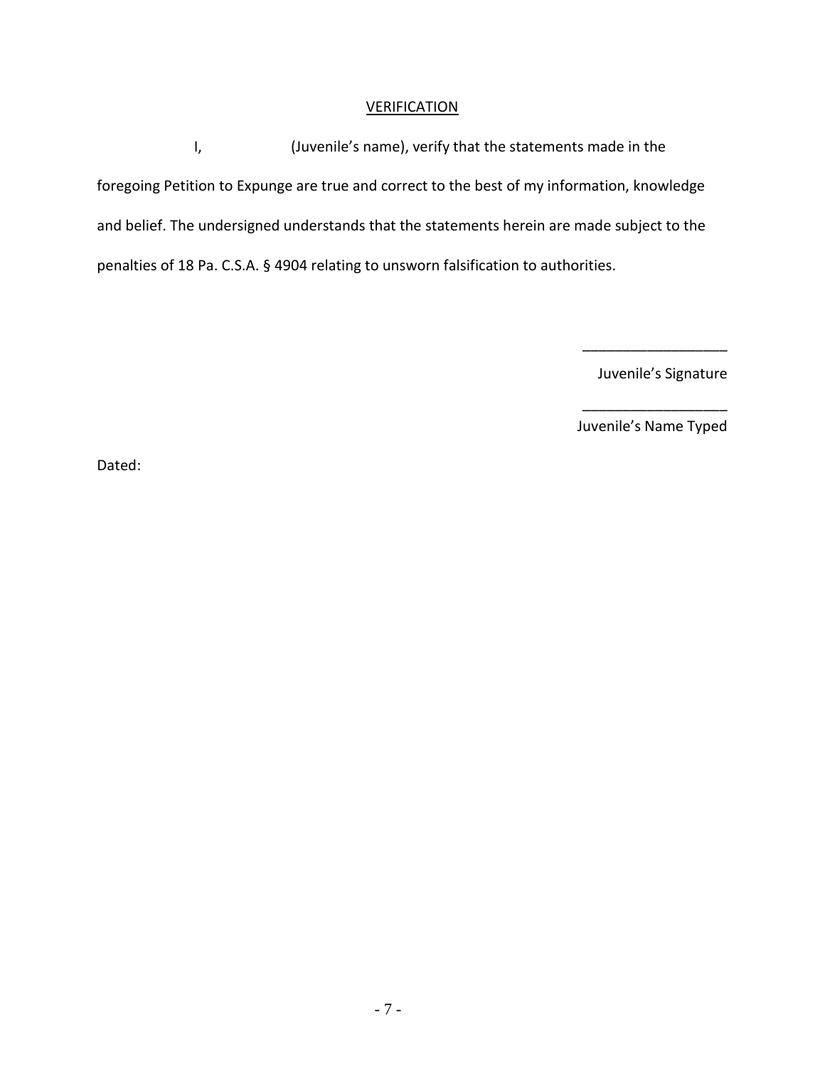## VERIFICATION

I, (Juvenile's name), verify that the statements made in the foregoing Petition to Expunge are true and correct to the best of my information, knowledge and belief. The undersigned understands that the statements herein are made subject to the penalties of 18 Pa. C.S.A. § 4904 relating to unsworn falsification to authorities.

__________________
Juvenile's Signature

__________________
Juvenile's Name Typed

Dated: